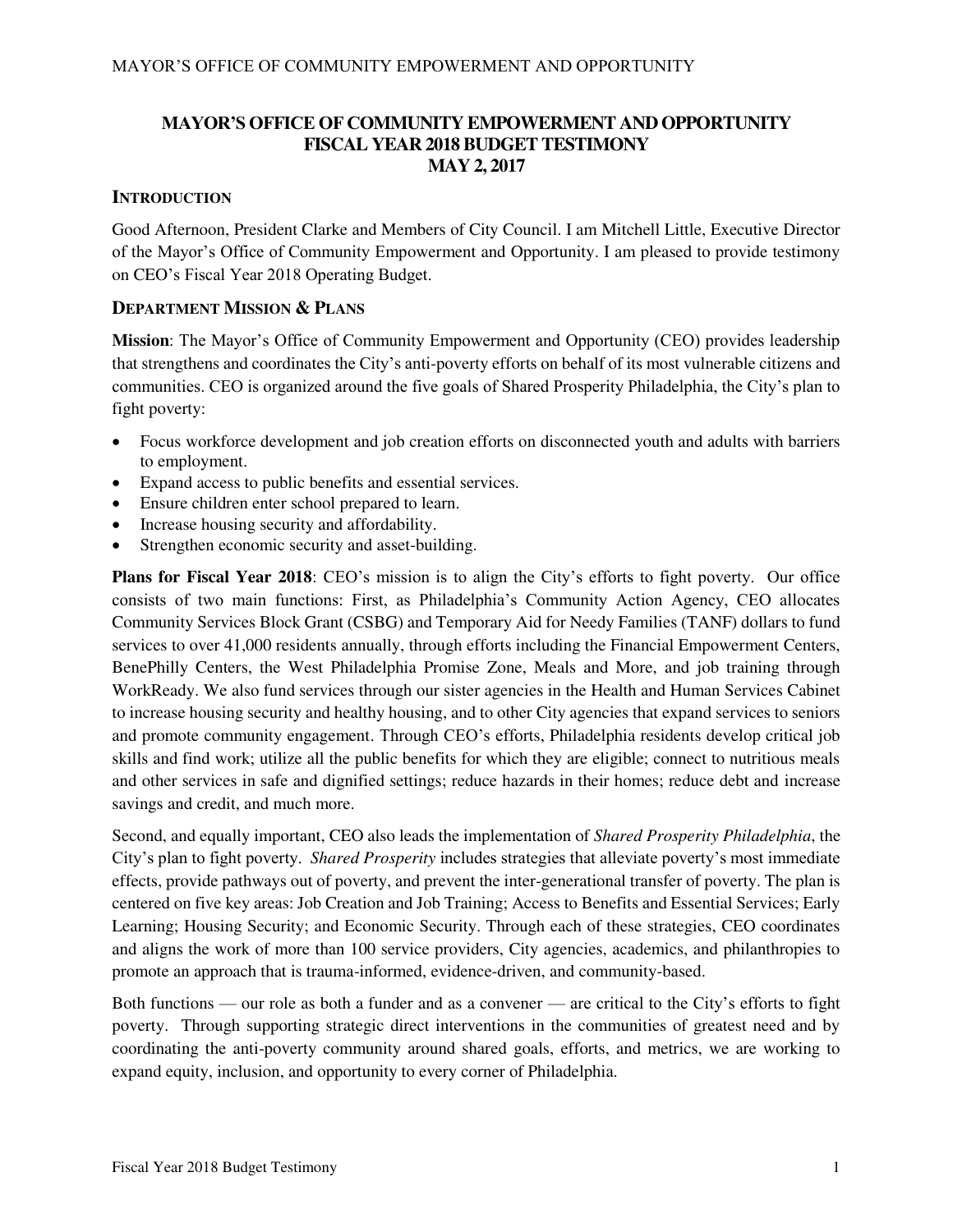# MAYOR'S OFFICE OF COMMUNITY EMPOWERMENT AND OPPORTUNITY FISCAL YEAR 2018 BUDGET TESTIMONY MAY 2, 2017

## INTRODUCTION

Good Afternoon, President Clarke and Members of City Council. I am Mitchell Little, Executive Director of the Mayor's Office of Community Empowerment and Opportunity. I am pleased to provide testimony on CEO's Fiscal Year 2018 Operating Budget.

## DEPARTMENT MISSION & PLANS

**Mission**: The Mayor's Office of Community Empowerment and Opportunity (CEO) provides leadership that strengthens and coordinates the City's anti-poverty efforts on behalf of its most vulnerable citizens and communities. CEO is organized around the five goals of Shared Prosperity Philadelphia, the City's plan to fight poverty:

- Focus workforce development and job creation efforts on disconnected youth and adults with barriers to employment.
- Expand access to public benefits and essential services.
- Ensure children enter school prepared to learn.
- Increase housing security and affordability.
- Strengthen economic security and asset-building.

**Plans for Fiscal Year 2018**: CEO's mission is to align the City's efforts to fight poverty. Our office consists of two main functions: First, as Philadelphia's Community Action Agency, CEO allocates Community Services Block Grant (CSBG) and Temporary Aid for Needy Families (TANF) dollars to fund services to over 41,000 residents annually, through efforts including the Financial Empowerment Centers, BenePhilly Centers, the West Philadelphia Promise Zone, Meals and More, and job training through WorkReady. We also fund services through our sister agencies in the Health and Human Services Cabinet to increase housing security and healthy housing, and to other City agencies that expand services to seniors and promote community engagement. Through CEO's efforts, Philadelphia residents develop critical job skills and find work; utilize all the public benefits for which they are eligible; connect to nutritious meals and other services in safe and dignified settings; reduce hazards in their homes; reduce debt and increase savings and credit, and much more.

Second, and equally important, CEO also leads the implementation of *Shared Prosperity Philadelphia*, the City's plan to fight poverty. *Shared Prosperity* includes strategies that alleviate poverty's most immediate effects, provide pathways out of poverty, and prevent the inter-generational transfer of poverty. The plan is centered on five key areas: Job Creation and Job Training; Access to Benefits and Essential Services; Early Learning; Housing Security; and Economic Security. Through each of these strategies, CEO coordinates and aligns the work of more than 100 service providers, City agencies, academics, and philanthropies to promote an approach that is trauma-informed, evidence-driven, and community-based.

Both functions — our role as both a funder and as a convener — are critical to the City's efforts to fight poverty. Through supporting strategic direct interventions in the communities of greatest need and by coordinating the anti-poverty community around shared goals, efforts, and metrics, we are working to expand equity, inclusion, and opportunity to every corner of Philadelphia.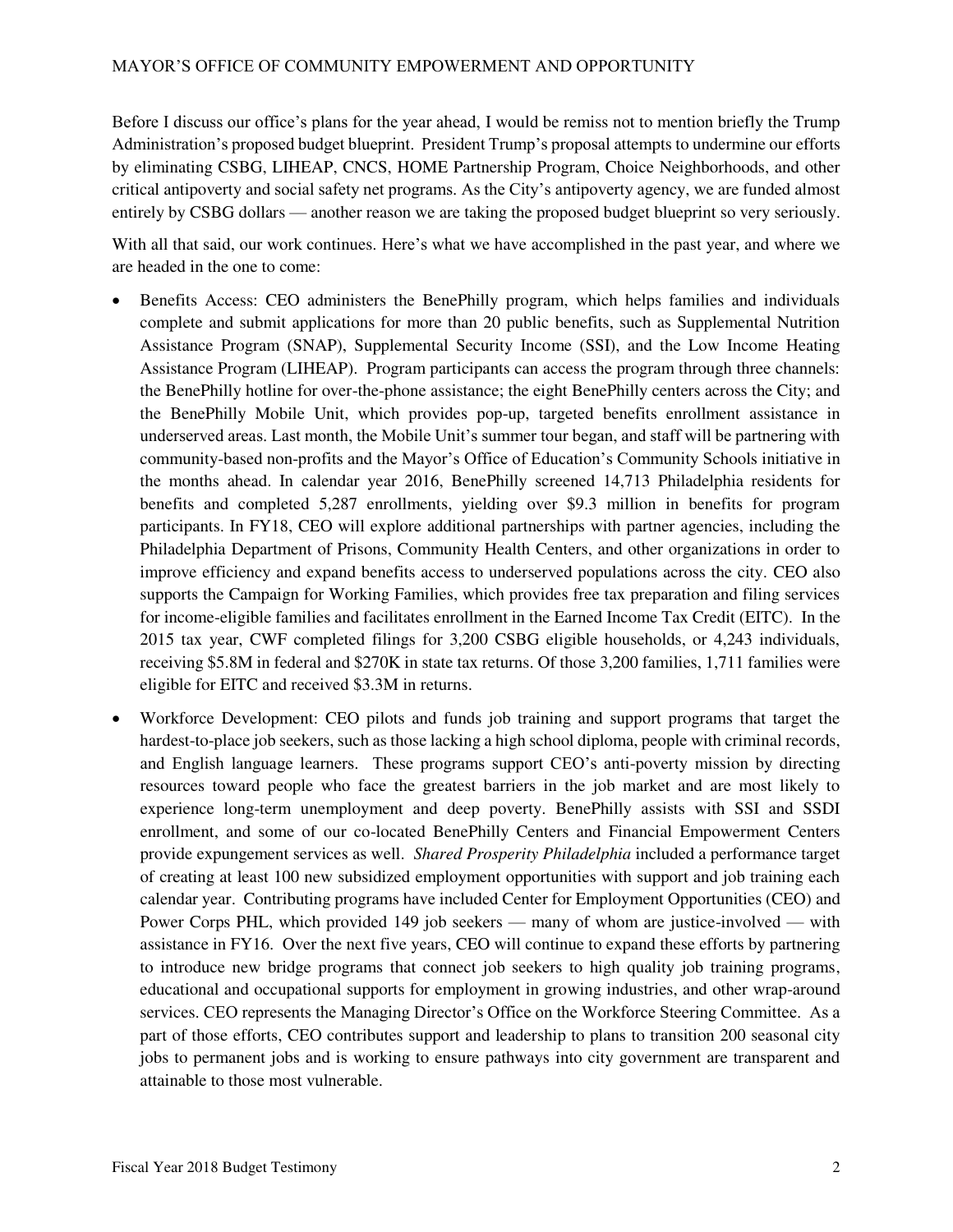Before I discuss our office's plans for the year ahead, I would be remiss not to mention briefly the Trump Administration's proposed budget blueprint. President Trump's proposal attempts to undermine our efforts by eliminating CSBG, LIHEAP, CNCS, HOME Partnership Program, Choice Neighborhoods, and other critical antipoverty and social safety net programs. As the City's antipoverty agency, we are funded almost entirely by CSBG dollars — another reason we are taking the proposed budget blueprint so very seriously.

With all that said, our work continues. Here's what we have accomplished in the past year, and where we are headed in the one to come:

- Benefits Access: CEO administers the BenePhilly program, which helps families and individuals complete and submit applications for more than 20 public benefits, such as Supplemental Nutrition Assistance Program (SNAP), Supplemental Security Income (SSI), and the Low Income Heating Assistance Program (LIHEAP). Program participants can access the program through three channels: the BenePhilly hotline for over-the-phone assistance; the eight BenePhilly centers across the City; and the BenePhilly Mobile Unit, which provides pop-up, targeted benefits enrollment assistance in underserved areas. Last month, the Mobile Unit's summer tour began, and staff will be partnering with community-based non-profits and the Mayor's Office of Education's Community Schools initiative in the months ahead. In calendar year 2016, BenePhilly screened 14,713 Philadelphia residents for benefits and completed 5,287 enrollments, yielding over $9.3 million in benefits for program participants. In FY18, CEO will explore additional partnerships with partner agencies, including the Philadelphia Department of Prisons, Community Health Centers, and other organizations in order to improve efficiency and expand benefits access to underserved populations across the city. CEO also supports the Campaign for Working Families, which provides free tax preparation and filing services for income-eligible families and facilitates enrollment in the Earned Income Tax Credit (EITC). In the 2015 tax year, CWF completed filings for 3,200 CSBG eligible households, or 4,243 individuals, receiving $5.8M in federal and $270K in state tax returns. Of those 3,200 families, 1,711 families were eligible for EITC and received $3.3M in returns.
- Workforce Development: CEO pilots and funds job training and support programs that target the hardest-to-place job seekers, such as those lacking a high school diploma, people with criminal records, and English language learners. These programs support CEO's anti-poverty mission by directing resources toward people who face the greatest barriers in the job market and are most likely to experience long-term unemployment and deep poverty. BenePhilly assists with SSI and SSDI enrollment, and some of our co-located BenePhilly Centers and Financial Empowerment Centers provide expungement services as well. *Shared Prosperity Philadelphia* included a performance target of creating at least 100 new subsidized employment opportunities with support and job training each calendar year. Contributing programs have included Center for Employment Opportunities (CEO) and Power Corps PHL, which provided 149 job seekers — many of whom are justice-involved — with assistance in FY16. Over the next five years, CEO will continue to expand these efforts by partnering to introduce new bridge programs that connect job seekers to high quality job training programs, educational and occupational supports for employment in growing industries, and other wrap-around services. CEO represents the Managing Director's Office on the Workforce Steering Committee. As a part of those efforts, CEO contributes support and leadership to plans to transition 200 seasonal city jobs to permanent jobs and is working to ensure pathways into city government are transparent and attainable to those most vulnerable.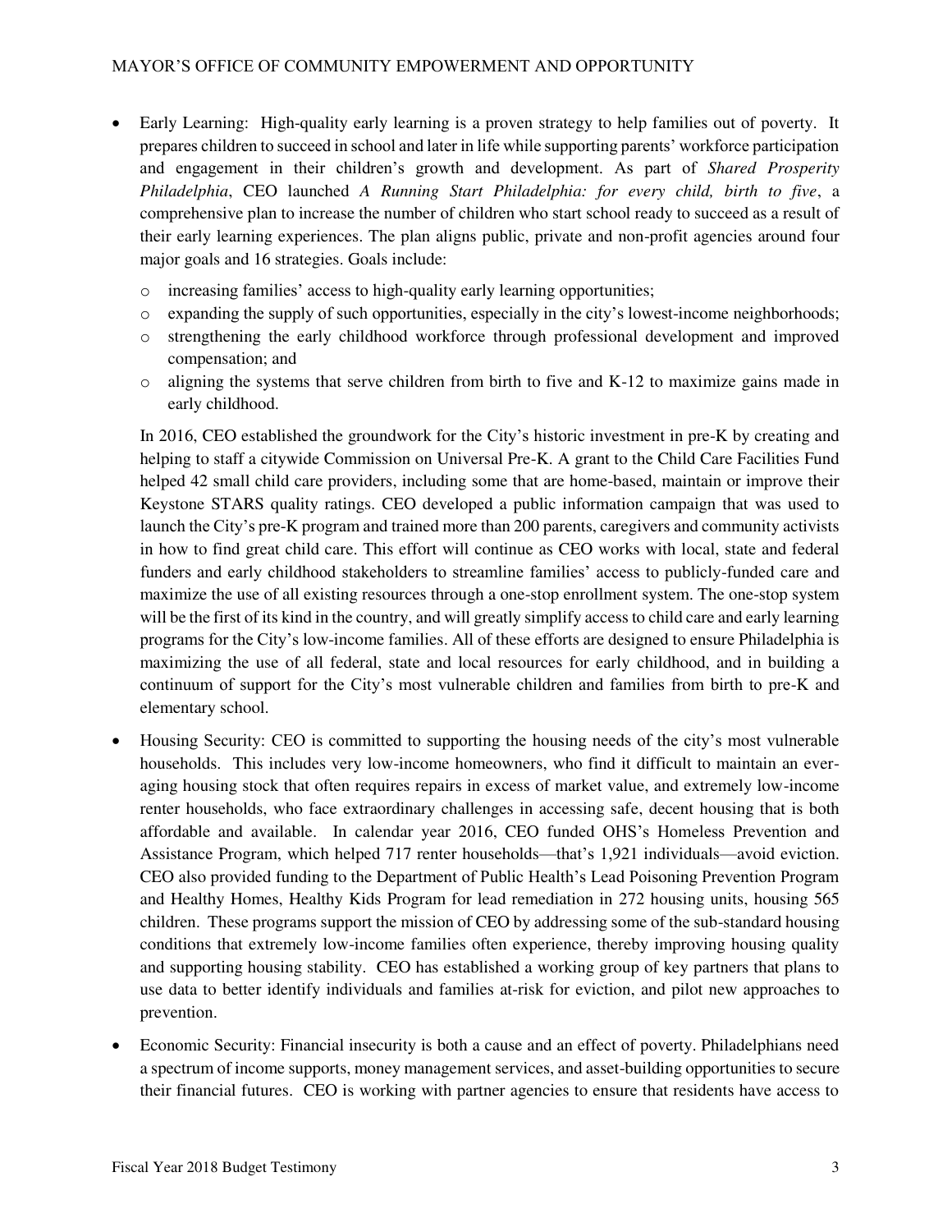- Early Learning: High-quality early learning is a proven strategy to help families out of poverty. It prepares children to succeed in school and later in life while supporting parents' workforce participation and engagement in their children's growth and development. As part of *Shared Prosperity Philadelphia*, CEO launched *A Running Start Philadelphia: for every child, birth to five*, a comprehensive plan to increase the number of children who start school ready to succeed as a result of their early learning experiences. The plan aligns public, private and non-profit agencies around four major goals and 16 strategies. Goals include:
  - increasing families' access to high-quality early learning opportunities;
  - expanding the supply of such opportunities, especially in the city's lowest-income neighborhoods;
  - strengthening the early childhood workforce through professional development and improved compensation; and
  - aligning the systems that serve children from birth to five and K-12 to maximize gains made in early childhood.

  In 2016, CEO established the groundwork for the City's historic investment in pre-K by creating and helping to staff a citywide Commission on Universal Pre-K. A grant to the Child Care Facilities Fund helped 42 small child care providers, including some that are home-based, maintain or improve their Keystone STARS quality ratings. CEO developed a public information campaign that was used to launch the City's pre-K program and trained more than 200 parents, caregivers and community activists in how to find great child care. This effort will continue as CEO works with local, state and federal funders and early childhood stakeholders to streamline families' access to publicly-funded care and maximize the use of all existing resources through a one-stop enrollment system. The one-stop system will be the first of its kind in the country, and will greatly simplify access to child care and early learning programs for the City's low-income families. All of these efforts are designed to ensure Philadelphia is maximizing the use of all federal, state and local resources for early childhood, and in building a continuum of support for the City's most vulnerable children and families from birth to pre-K and elementary school.

- Housing Security: CEO is committed to supporting the housing needs of the city's most vulnerable households. This includes very low-income homeowners, who find it difficult to maintain an ever-aging housing stock that often requires repairs in excess of market value, and extremely low-income renter households, who face extraordinary challenges in accessing safe, decent housing that is both affordable and available. In calendar year 2016, CEO funded OHS's Homeless Prevention and Assistance Program, which helped 717 renter households—that's 1,921 individuals—avoid eviction. CEO also provided funding to the Department of Public Health's Lead Poisoning Prevention Program and Healthy Homes, Healthy Kids Program for lead remediation in 272 housing units, housing 565 children. These programs support the mission of CEO by addressing some of the sub-standard housing conditions that extremely low-income families often experience, thereby improving housing quality and supporting housing stability. CEO has established a working group of key partners that plans to use data to better identify individuals and families at-risk for eviction, and pilot new approaches to prevention.

- Economic Security: Financial insecurity is both a cause and an effect of poverty. Philadelphians need a spectrum of income supports, money management services, and asset-building opportunities to secure their financial futures. CEO is working with partner agencies to ensure that residents have access to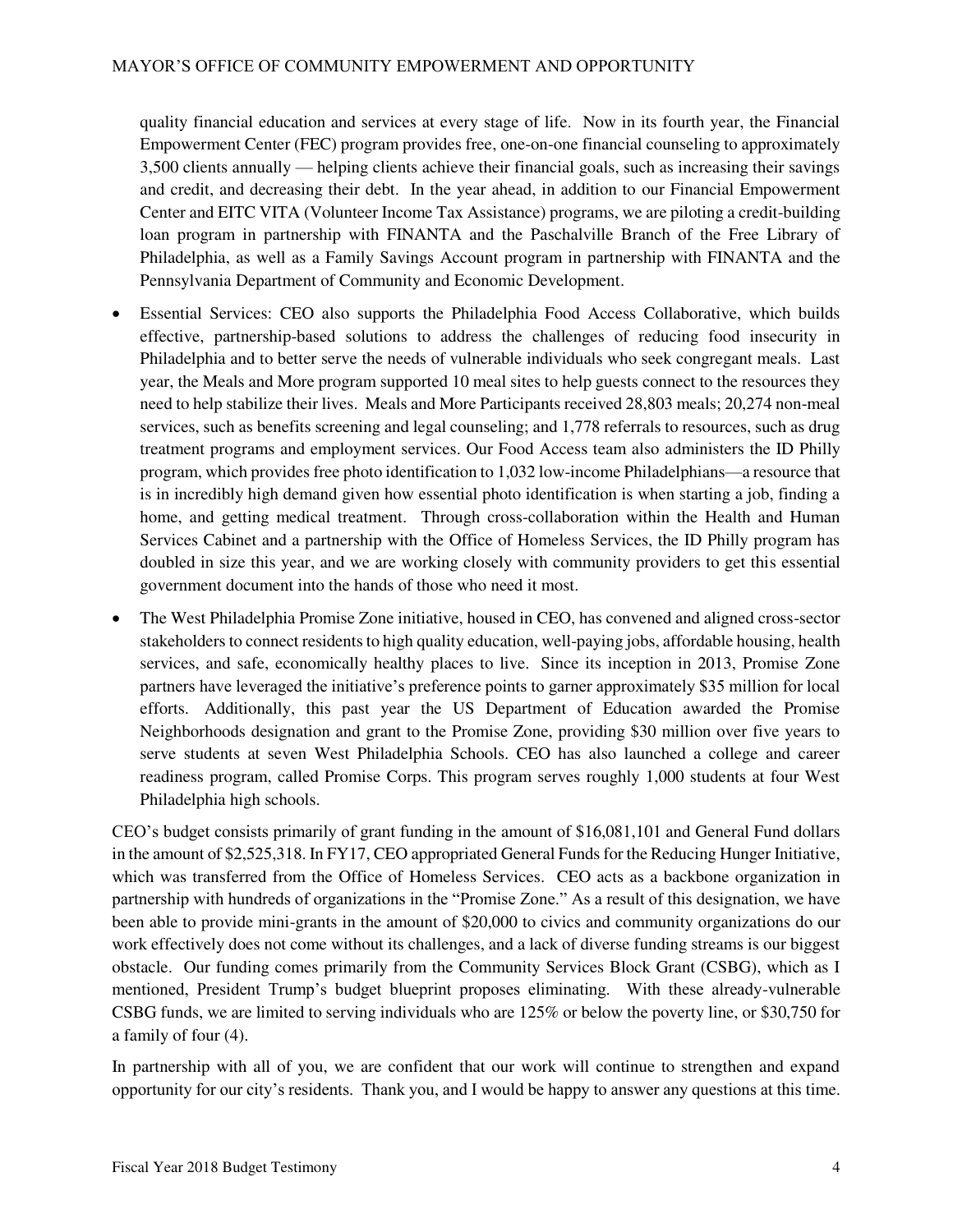quality financial education and services at every stage of life. Now in its fourth year, the Financial Empowerment Center (FEC) program provides free, one-on-one financial counseling to approximately 3,500 clients annually — helping clients achieve their financial goals, such as increasing their savings and credit, and decreasing their debt. In the year ahead, in addition to our Financial Empowerment Center and EITC VITA (Volunteer Income Tax Assistance) programs, we are piloting a credit-building loan program in partnership with FINANTA and the Paschalville Branch of the Free Library of Philadelphia, as well as a Family Savings Account program in partnership with FINANTA and the Pennsylvania Department of Community and Economic Development.

- Essential Services: CEO also supports the Philadelphia Food Access Collaborative, which builds effective, partnership-based solutions to address the challenges of reducing food insecurity in Philadelphia and to better serve the needs of vulnerable individuals who seek congregant meals. Last year, the Meals and More program supported 10 meal sites to help guests connect to the resources they need to help stabilize their lives. Meals and More Participants received 28,803 meals; 20,274 non-meal services, such as benefits screening and legal counseling; and 1,778 referrals to resources, such as drug treatment programs and employment services. Our Food Access team also administers the ID Philly program, which provides free photo identification to 1,032 low-income Philadelphians—a resource that is in incredibly high demand given how essential photo identification is when starting a job, finding a home, and getting medical treatment. Through cross-collaboration within the Health and Human Services Cabinet and a partnership with the Office of Homeless Services, the ID Philly program has doubled in size this year, and we are working closely with community providers to get this essential government document into the hands of those who need it most.
- The West Philadelphia Promise Zone initiative, housed in CEO, has convened and aligned cross-sector stakeholders to connect residents to high quality education, well-paying jobs, affordable housing, health services, and safe, economically healthy places to live. Since its inception in 2013, Promise Zone partners have leveraged the initiative's preference points to garner approximately $35 million for local efforts. Additionally, this past year the US Department of Education awarded the Promise Neighborhoods designation and grant to the Promise Zone, providing $30 million over five years to serve students at seven West Philadelphia Schools. CEO has also launched a college and career readiness program, called Promise Corps. This program serves roughly 1,000 students at four West Philadelphia high schools.

CEO's budget consists primarily of grant funding in the amount of $16,081,101 and General Fund dollars in the amount of $2,525,318. In FY17, CEO appropriated General Funds for the Reducing Hunger Initiative, which was transferred from the Office of Homeless Services. CEO acts as a backbone organization in partnership with hundreds of organizations in the "Promise Zone." As a result of this designation, we have been able to provide mini-grants in the amount of $20,000 to civics and community organizations do our work effectively does not come without its challenges, and a lack of diverse funding streams is our biggest obstacle. Our funding comes primarily from the Community Services Block Grant (CSBG), which as I mentioned, President Trump's budget blueprint proposes eliminating. With these already-vulnerable CSBG funds, we are limited to serving individuals who are 125% or below the poverty line, or $30,750 for a family of four (4).

In partnership with all of you, we are confident that our work will continue to strengthen and expand opportunity for our city's residents. Thank you, and I would be happy to answer any questions at this time.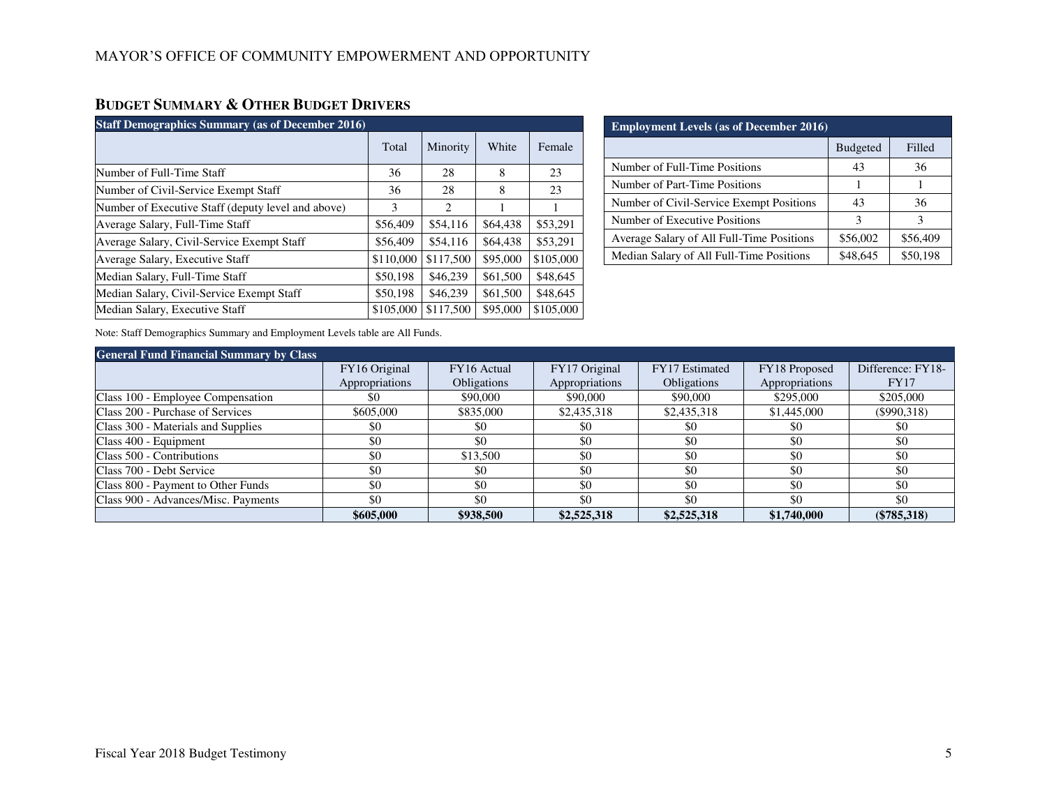MAYOR'S OFFICE OF COMMUNITY EMPOWERMENT AND OPPORTUNITY

## BUDGET SUMMARY & OTHER BUDGET DRIVERS

| Staff Demographics Summary (as of December 2016) | | | | |
|---|---|---|---|---|
| | Total | Minority | White | Female |
| Number of Full-Time Staff | 36 | 28 | 8 | 23 |
| Number of Civil-Service Exempt Staff | 36 | 28 | 8 | 23 |
| Number of Executive Staff (deputy level and above) | 3 | 2 | 1 | 1 |
| Average Salary, Full-Time Staff | $56,409 | $54,116 | $64,438 | $53,291 |
| Average Salary, Civil-Service Exempt Staff | $56,409 | $54,116 | $64,438 | $53,291 |
| Average Salary, Executive Staff | $110,000 | $117,500 | $95,000 | $105,000 |
| Median Salary, Full-Time Staff | $50,198 | $46,239 | $61,500 | $48,645 |
| Median Salary, Civil-Service Exempt Staff | $50,198 | $46,239 | $61,500 | $48,645 |
| Median Salary, Executive Staff | $105,000 | $117,500 | $95,000 | $105,000 |

| Employment Levels (as of December 2016) | | |
|---|---|---|
| | Budgeted | Filled |
| Number of Full-Time Positions | 43 | 36 |
| Number of Part-Time Positions | 1 | 1 |
| Number of Civil-Service Exempt Positions | 43 | 36 |
| Number of Executive Positions | 3 | 3 |
| Average Salary of All Full-Time Positions | $56,002 | $56,409 |
| Median Salary of All Full-Time Positions | $48,645 | $50,198 |

Note: Staff Demographics Summary and Employment Levels table are All Funds.

| General Fund Financial Summary by Class | | | | | | |
|---|---|---|---|---|---|---|
| | FY16 Original Appropriations | FY16 Actual Obligations | FY17 Original Appropriations | FY17 Estimated Obligations | FY18 Proposed Appropriations | Difference: FY18-FY17 |
| Class 100 - Employee Compensation | $0 | $90,000 | $90,000 | $90,000 | $295,000 | $205,000 |
| Class 200 - Purchase of Services | $605,000 | $835,000 | $2,435,318 | $2,435,318 | $1,445,000 | ($990,318) |
| Class 300 - Materials and Supplies | $0 | $0 | $0 | $0 | $0 | $0 |
| Class 400 - Equipment | $0 | $0 | $0 | $0 | $0 | $0 |
| Class 500 - Contributions | $0 | $13,500 | $0 | $0 | $0 | $0 |
| Class 700 - Debt Service | $0 | $0 | $0 | $0 | $0 | $0 |
| Class 800 - Payment to Other Funds | $0 | $0 | $0 | $0 | $0 | $0 |
| Class 900 - Advances/Misc. Payments | $0 | $0 | $0 | $0 | $0 | $0 |
| | **$605,000** | **$938,500** | **$2,525,318** | **$2,525,318** | **$1,740,000** | **($785,318)** |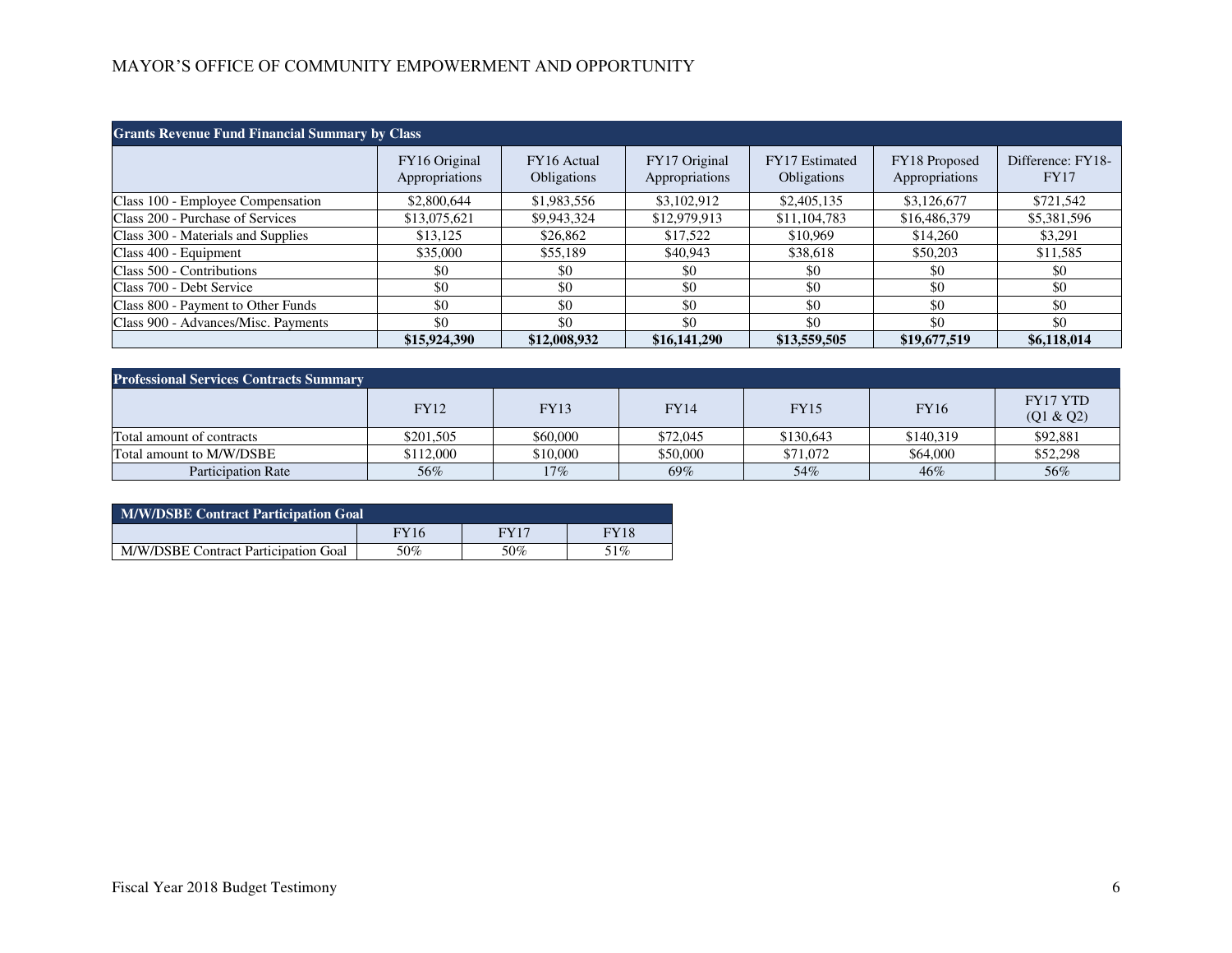| Grants Revenue Fund Financial Summary by Class | | | | | | |
|---|---|---|---|---|---|---|
| | FY16 Original Appropriations | FY16 Actual Obligations | FY17 Original Appropriations | FY17 Estimated Obligations | FY18 Proposed Appropriations | Difference: FY18-FY17 |
| Class 100 - Employee Compensation | $2,800,644 | $1,983,556 | $3,102,912 | $2,405,135 | $3,126,677 | $721,542 |
| Class 200 - Purchase of Services | $13,075,621 | $9,943,324 | $12,979,913 | $11,104,783 | $16,486,379 | $5,381,596 |
| Class 300 - Materials and Supplies | $13,125 | $26,862 | $17,522 | $10,969 | $14,260 | $3,291 |
| Class 400 - Equipment | $35,000 | $55,189 | $40,943 | $38,618 | $50,203 | $11,585 |
| Class 500 - Contributions | $0 | $0 | $0 | $0 | $0 | $0 |
| Class 700 - Debt Service | $0 | $0 | $0 | $0 | $0 | $0 |
| Class 800 - Payment to Other Funds | $0 | $0 | $0 | $0 | $0 | $0 |
| Class 900 - Advances/Misc. Payments | $0 | $0 | $0 | $0 | $0 | $0 |
| | **$15,924,390** | **$12,008,932** | **$16,141,290** | **$13,559,505** | **$19,677,519** | **$6,118,014** |

| Professional Services Contracts Summary | | | | | | |
|---|---|---|---|---|---|---|
| | FY12 | FY13 | FY14 | FY15 | FY16 | FY17 YTD (Q1 & Q2) |
| Total amount of contracts | $201,505 | $60,000 | $72,045 | $130,643 | $140,319 | $92,881 |
| Total amount to M/W/DSBE | $112,000 | $10,000 | $50,000 | $71,072 | $64,000 | $52,298 |
| Participation Rate | 56% | 17% | 69% | 54% | 46% | 56% |

| M/W/DSBE Contract Participation Goal | | | |
|---|---|---|---|
| | FY16 | FY17 | FY18 |
| M/W/DSBE Contract Participation Goal | 50% | 50% | 51% |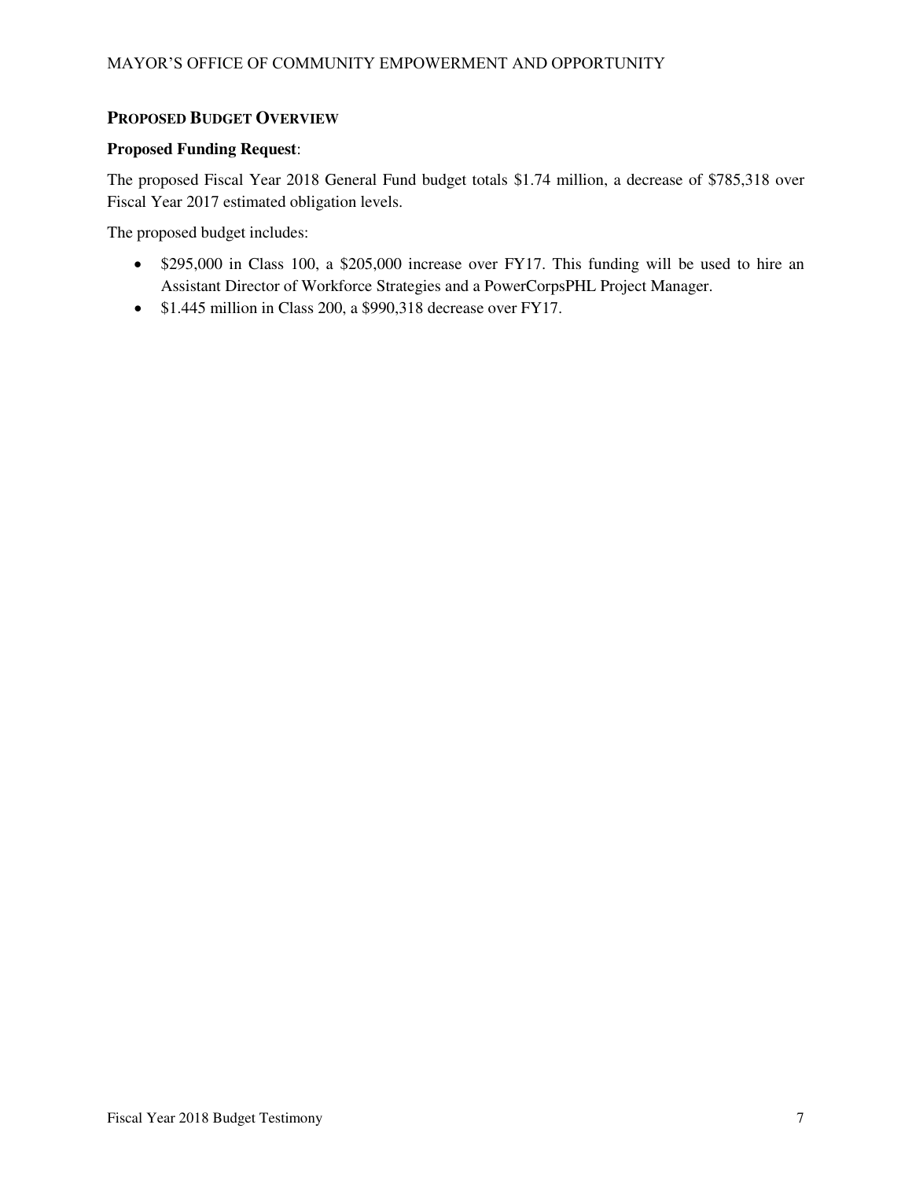## Proposed Budget Overview

**Proposed Funding Request**:

The proposed Fiscal Year 2018 General Fund budget totals $1.74 million, a decrease of $785,318 over Fiscal Year 2017 estimated obligation levels.

The proposed budget includes:

- $295,000 in Class 100, a $205,000 increase over FY17. This funding will be used to hire an Assistant Director of Workforce Strategies and a PowerCorpsPHL Project Manager.
- $1.445 million in Class 200, a $990,318 decrease over FY17.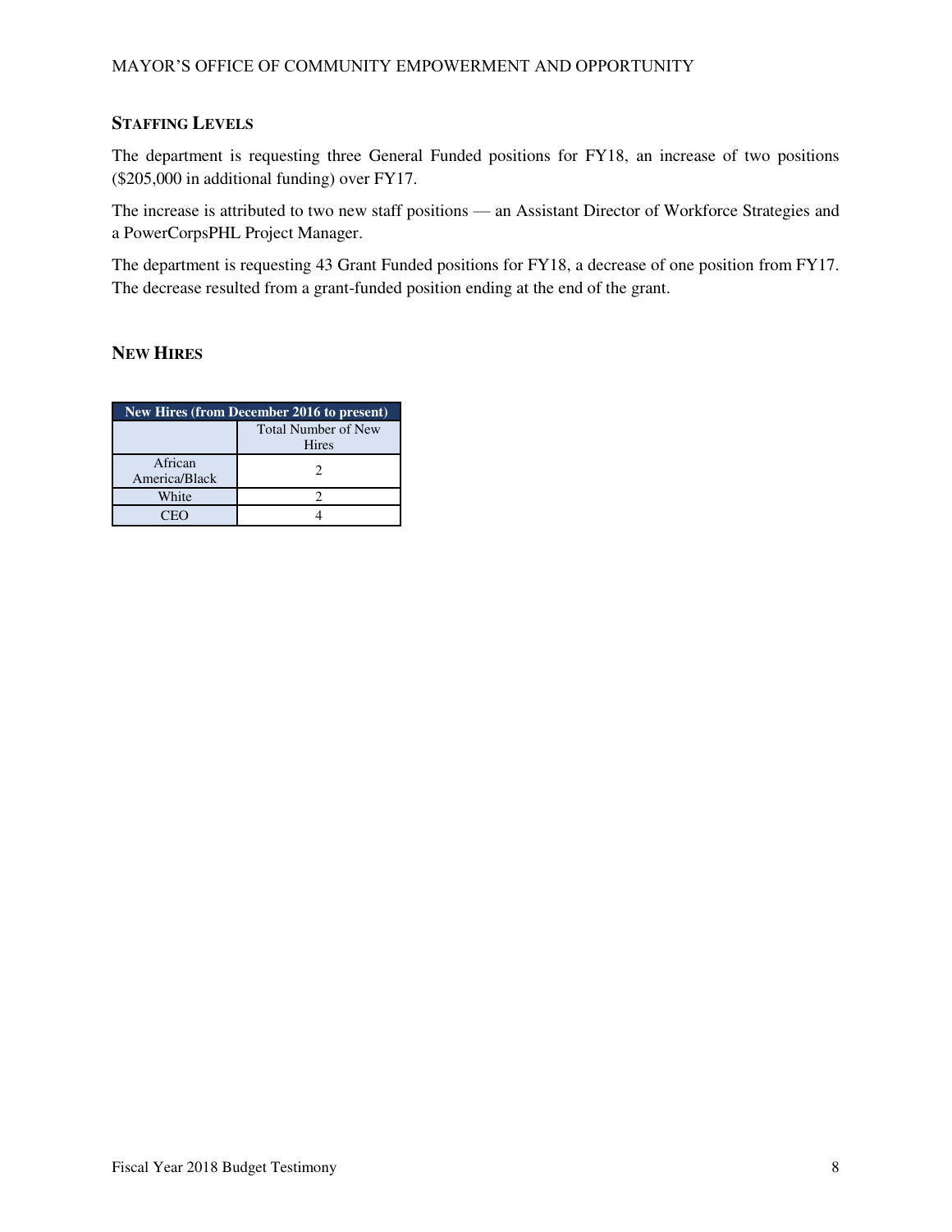## STAFFING LEVELS

The department is requesting three General Funded positions for FY18, an increase of two positions ($205,000 in additional funding) over FY17.

The increase is attributed to two new staff positions — an Assistant Director of Workforce Strategies and a PowerCorpsPHL Project Manager.

The department is requesting 43 Grant Funded positions for FY18, a decrease of one position from FY17. The decrease resulted from a grant-funded position ending at the end of the grant.

## NEW HIRES

| New Hires (from December 2016 to present) | |
|---|---|
| | Total Number of New Hires |
| African America/Black | 2 |
| White | 2 |
| CEO | 4 |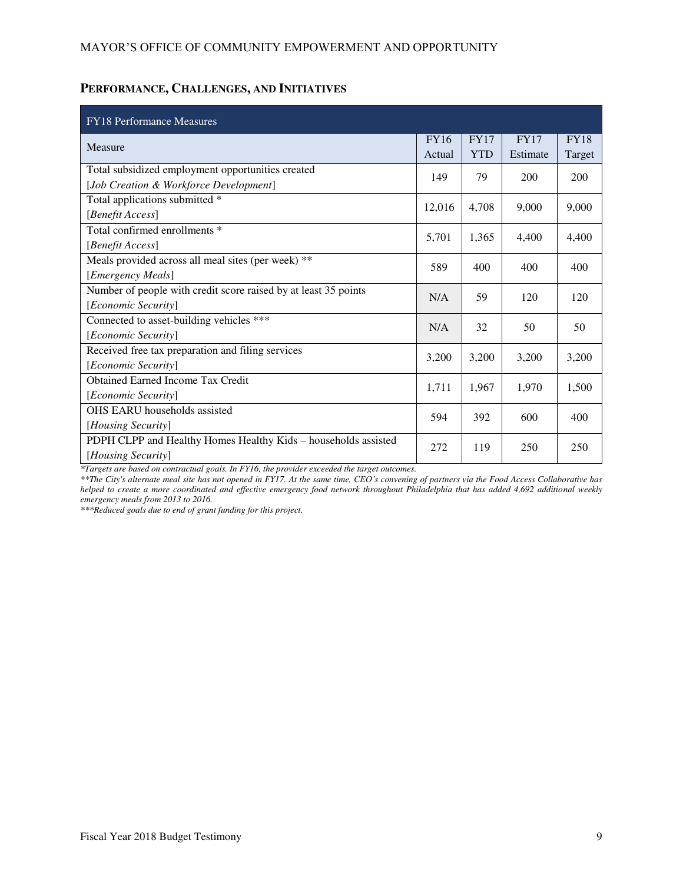## PERFORMANCE, CHALLENGES, AND INITIATIVES

| FY18 Performance Measures | | | | |
|---|---|---|---|---|
| Measure | FY16 Actual | FY17 YTD | FY17 Estimate | FY18 Target |
| Total subsidized employment opportunities created [*Job Creation & Workforce Development*] | 149 | 79 | 200 | 200 |
| Total applications submitted * [*Benefit Access*] | 12,016 | 4,708 | 9,000 | 9,000 |
| Total confirmed enrollments * [*Benefit Access*] | 5,701 | 1,365 | 4,400 | 4,400 |
| Meals provided across all meal sites (per week) ** [*Emergency Meals*] | 589 | 400 | 400 | 400 |
| Number of people with credit score raised by at least 35 points [*Economic Security*] | N/A | 59 | 120 | 120 |
| Connected to asset-building vehicles *** [*Economic Security*] | N/A | 32 | 50 | 50 |
| Received free tax preparation and filing services [*Economic Security*] | 3,200 | 3,200 | 3,200 | 3,200 |
| Obtained Earned Income Tax Credit [*Economic Security*] | 1,711 | 1,967 | 1,970 | 1,500 |
| OHS EARU households assisted [*Housing Security*] | 594 | 392 | 600 | 400 |
| PDPH CLPP and Healthy Homes Healthy Kids – households assisted [*Housing Security*] | 272 | 119 | 250 | 250 |

*\*Targets are based on contractual goals. In FY16, the provider exceeded the target outcomes.*

*\*\*The City's alternate meal site has not opened in FY17. At the same time, CEO's convening of partners via the Food Access Collaborative has helped to create a more coordinated and effective emergency food network throughout Philadelphia that has added 4,692 additional weekly emergency meals from 2013 to 2016.*

*\*\*\*Reduced goals due to end of grant funding for this project.*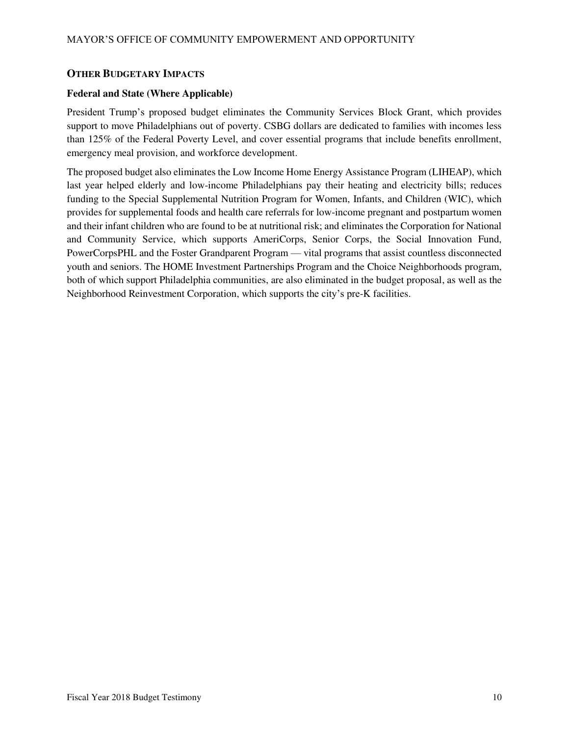## OTHER BUDGETARY IMPACTS

### Federal and State (Where Applicable)

President Trump's proposed budget eliminates the Community Services Block Grant, which provides support to move Philadelphians out of poverty. CSBG dollars are dedicated to families with incomes less than 125% of the Federal Poverty Level, and cover essential programs that include benefits enrollment, emergency meal provision, and workforce development.

The proposed budget also eliminates the Low Income Home Energy Assistance Program (LIHEAP), which last year helped elderly and low-income Philadelphians pay their heating and electricity bills; reduces funding to the Special Supplemental Nutrition Program for Women, Infants, and Children (WIC), which provides for supplemental foods and health care referrals for low-income pregnant and postpartum women and their infant children who are found to be at nutritional risk; and eliminates the Corporation for National and Community Service, which supports AmeriCorps, Senior Corps, the Social Innovation Fund, PowerCorpsPHL and the Foster Grandparent Program — vital programs that assist countless disconnected youth and seniors. The HOME Investment Partnerships Program and the Choice Neighborhoods program, both of which support Philadelphia communities, are also eliminated in the budget proposal, as well as the Neighborhood Reinvestment Corporation, which supports the city's pre-K facilities.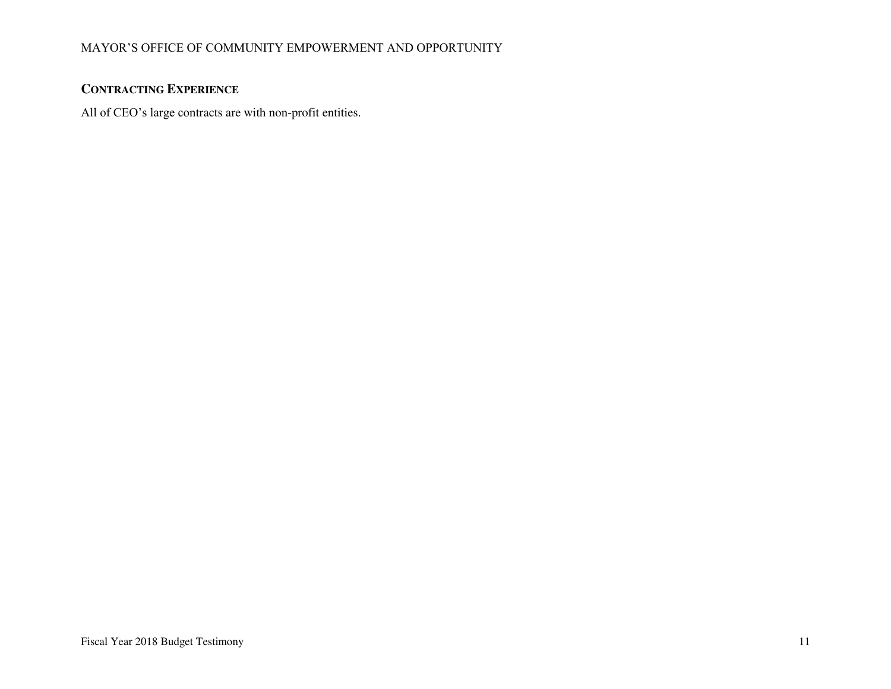## Contracting Experience

All of CEO's large contracts are with non-profit entities.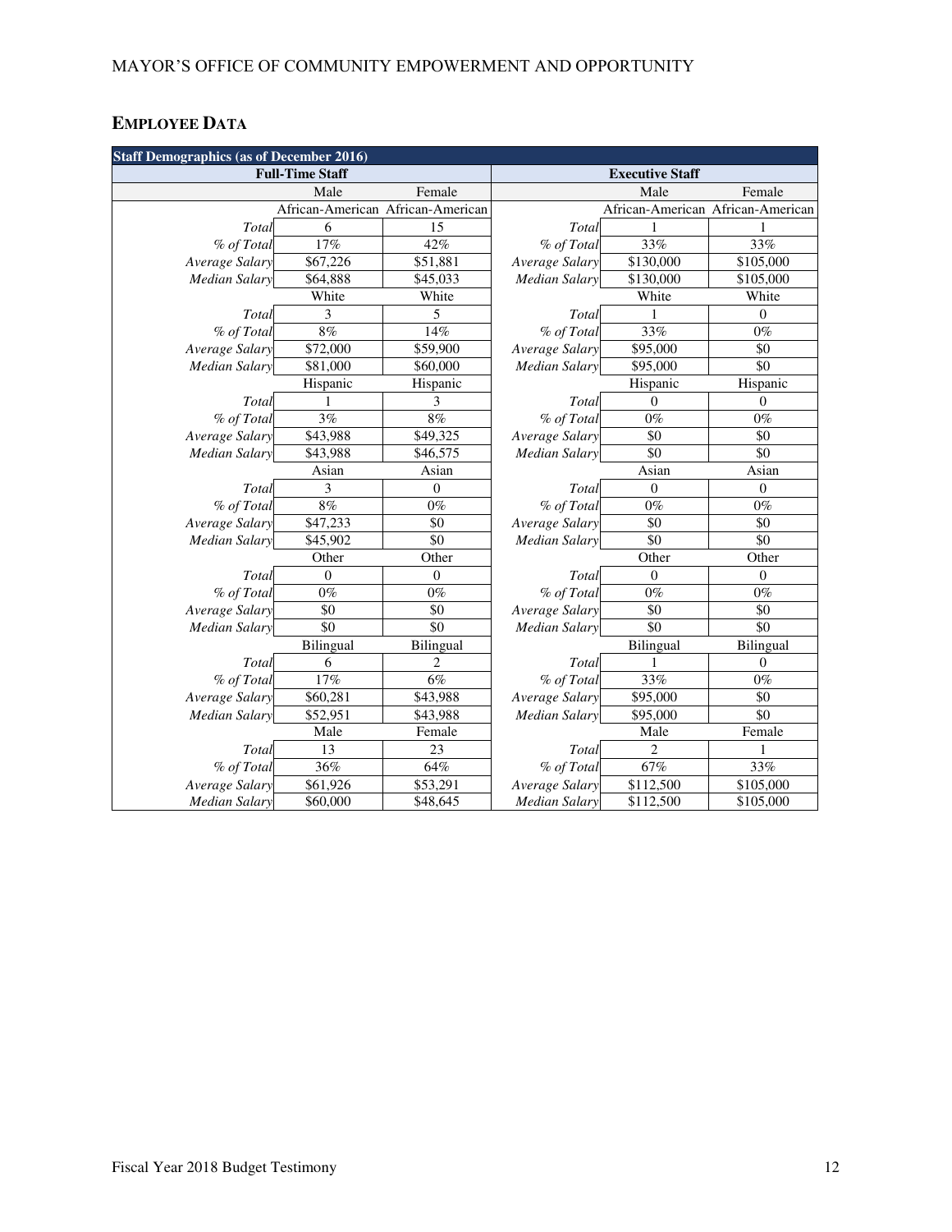MAYOR'S OFFICE OF COMMUNITY EMPOWERMENT AND OPPORTUNITY

## EMPLOYEE DATA

| Staff Demographics (as of December 2016) | | | | | |
|---|---|---|---|---|---|
| **Full-Time Staff** | | | **Executive Staff** | | |
| | Male | Female | | Male | Female |
| | African-American | African-American | | African-American | African-American |
| *Total* | 6 | 15 | *Total* | 1 | 1 |
| *% of Total* | 17% | 42% | *% of Total* | 33% | 33% |
| *Average Salary* | $67,226 | $51,881 | *Average Salary* | $130,000 | $105,000 |
| *Median Salary* | $64,888 | $45,033 | *Median Salary* | $130,000 | $105,000 |
| | White | White | | White | White |
| *Total* | 3 | 5 | *Total* | 1 | 0 |
| *% of Total* | 8% | 14% | *% of Total* | 33% | 0% |
| *Average Salary* | $72,000 | $59,900 | *Average Salary* | $95,000 | $0 |
| *Median Salary* | $81,000 | $60,000 | *Median Salary* | $95,000 | $0 |
| | Hispanic | Hispanic | | Hispanic | Hispanic |
| *Total* | 1 | 3 | *Total* | 0 | 0 |
| *% of Total* | 3% | 8% | *% of Total* | 0% | 0% |
| *Average Salary* | $43,988 | $49,325 | *Average Salary* | $0 | $0 |
| *Median Salary* | $43,988 | $46,575 | *Median Salary* | $0 | $0 |
| | Asian | Asian | | Asian | Asian |
| *Total* | 3 | 0 | *Total* | 0 | 0 |
| *% of Total* | 8% | 0% | *% of Total* | 0% | 0% |
| *Average Salary* | $47,233 | $0 | *Average Salary* | $0 | $0 |
| *Median Salary* | $45,902 | $0 | *Median Salary* | $0 | $0 |
| | Other | Other | | Other | Other |
| *Total* | 0 | 0 | *Total* | 0 | 0 |
| *% of Total* | 0% | 0% | *% of Total* | 0% | 0% |
| *Average Salary* | $0 | $0 | *Average Salary* | $0 | $0 |
| *Median Salary* | $0 | $0 | *Median Salary* | $0 | $0 |
| | Bilingual | Bilingual | | Bilingual | Bilingual |
| *Total* | 6 | 2 | *Total* | 1 | 0 |
| *% of Total* | 17% | 6% | *% of Total* | 33% | 0% |
| *Average Salary* | $60,281 | $43,988 | *Average Salary* | $95,000 | $0 |
| *Median Salary* | $52,951 | $43,988 | *Median Salary* | $95,000 | $0 |
| | Male | Female | | Male | Female |
| *Total* | 13 | 23 | *Total* | 2 | 1 |
| *% of Total* | 36% | 64% | *% of Total* | 67% | 33% |
| *Average Salary* | $61,926 | $53,291 | *Average Salary* | $112,500 | $105,000 |
| *Median Salary* | $60,000 | $48,645 | *Median Salary* | $112,500 | $105,000 |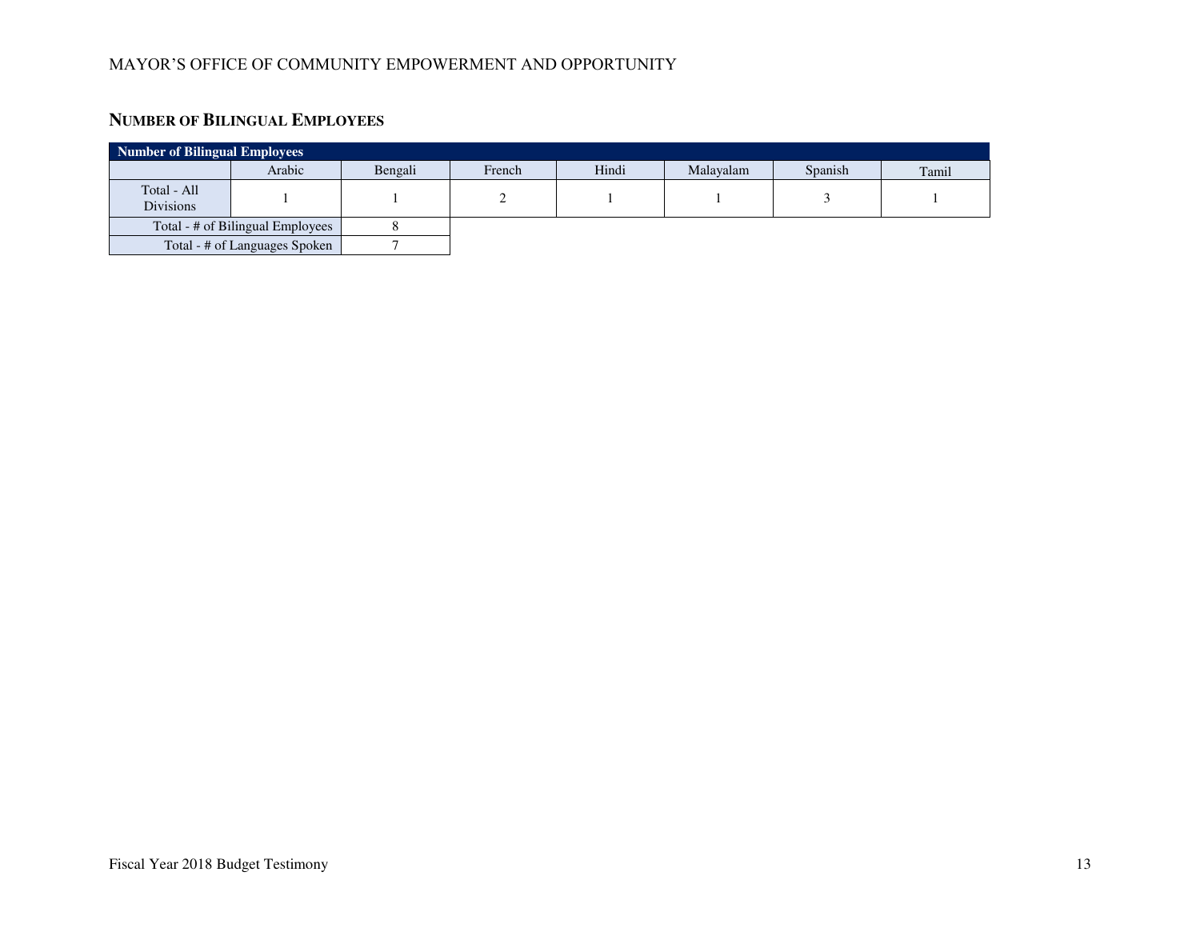## Number of Bilingual Employees

| Number of Bilingual Employees | | | | | | | |
|---|---|---|---|---|---|---|---|
| | Arabic | Bengali | French | Hindi | Malayalam | Spanish | Tamil |
| Total - All Divisions | 1 | 1 | 2 | 1 | 1 | 3 | 1 |

| | |
|---|---|
| Total - # of Bilingual Employees | 8 |
| Total - # of Languages Spoken | 7 |